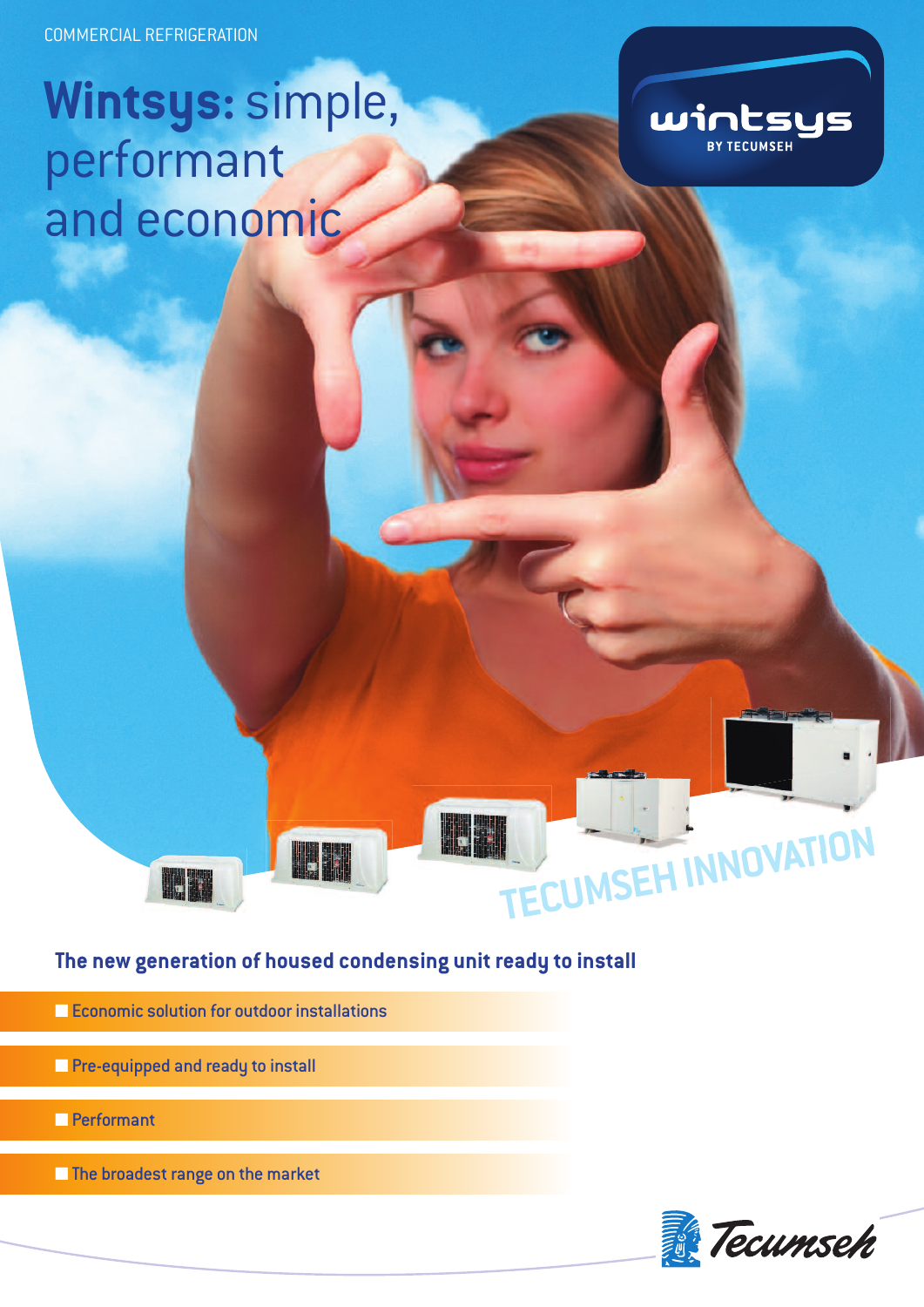COMMERCIAL REFRIGERATION

# **Wintsys:** simple, performant and economic

wintsys
BY TECUMSEH

TECUMSEH INNOVATION

## The new generation of housed condensing unit ready to install

- Economic solution for outdoor installations
- Pre-equipped and ready to install
- Performant
- The broadest range on the market

Tecumseh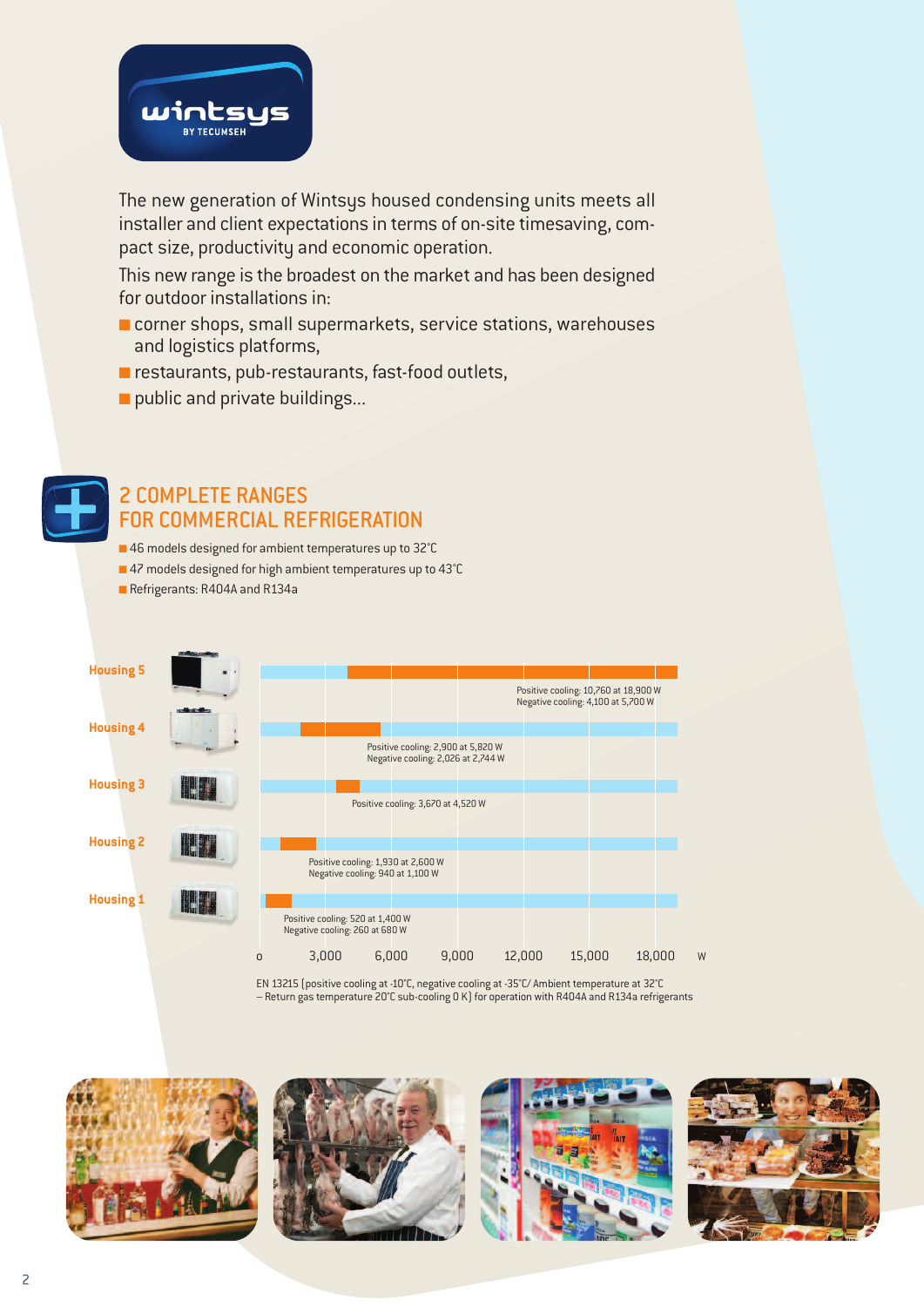The new generation of Wintsys housed condensing units meets all installer and client expectations in terms of on-site timesaving, compact size, productivity and economic operation.

This new range is the broadest on the market and has been designed for outdoor installations in:

- corner shops, small supermarkets, service stations, warehouses and logistics platforms,
- restaurants, pub-restaurants, fast-food outlets,
- public and private buildings...

## 2 COMPLETE RANGES FOR COMMERCIAL REFRIGERATION

- 46 models designed for ambient temperatures up to 32°C
- 47 models designed for high ambient temperatures up to 43°C
- Refrigerants: R404A and R134a

| Housing | Cooling capacity |
|---|---|
| Housing 5 | Positive cooling: 10,760 at 18,900 W<br>Negative cooling: 4,100 at 5,700 W |
| Housing 4 | Positive cooling: 2,900 at 5,820 W<br>Negative cooling: 2,026 at 2,744 W |
| Housing 3 | Positive cooling: 3,670 at 4,520 W |
| Housing 2 | Positive cooling: 1,930 at 2,600 W<br>Negative cooling: 940 at 1,100 W |
| Housing 1 | Positive cooling: 520 at 1,400 W<br>Negative cooling: 260 at 680 W |

EN 13215 (positive cooling at -10°C, negative cooling at -35°C/ Ambient temperature at 32°C – Return gas temperature 20°C sub-cooling 0 K) for operation with R404A and R134a refrigerants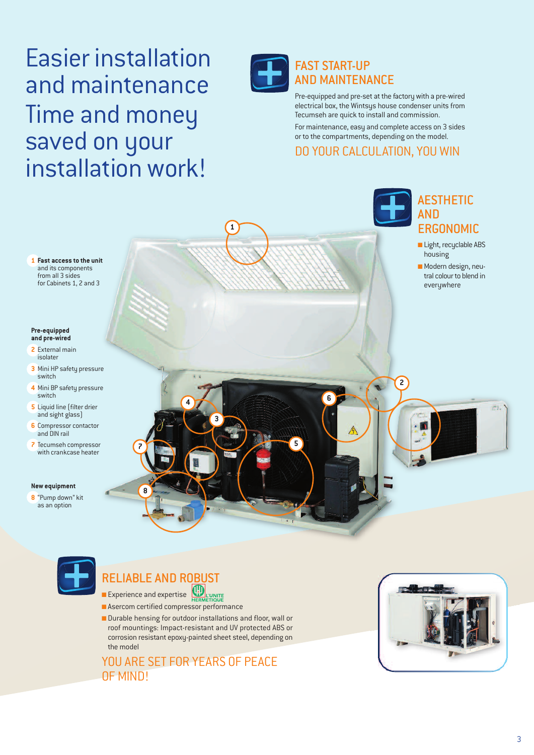# Easier installation and maintenance Time and money saved on your installation work!

## FAST START-UP AND MAINTENANCE

Pre-equipped and pre-set at the factory with a pre-wired electrical box, the Wintsys house condenser units from Tecumseh are quick to install and commission.

For maintenance, easy and complete access on 3 sides or to the compartments, depending on the model.

DO YOUR CALCULATION, YOU WIN

## AESTHETIC AND ERGONOMIC

- Light, recyclable ABS housing
- Modern design, neutral colour to blend in everywhere

1 **Fast access to the unit** and its components from all 3 sides for Cabinets 1, 2 and 3

**Pre-equipped and pre-wired**

2 External main isolater

3 Mini HP safety pressure switch

4 Mini BP safety pressure switch

5 Liquid line (filter drier and sight glass)

6 Compressor contactor and DIN rail

7 Tecumseh compressor with crankcase heater

**New equipment**

8 "Pump down" kit as an option

## RELIABLE AND ROBUST

- Experience and expertise L'UNITE HERMETIQUE
- Asercom certified compressor performance
- Durable hensing for outdoor installations and floor, wall or roof mountings: Impact-resistant and UV protected ABS or corrosion resistant epoxy-painted sheet steel, depending on the model

YOU ARE SET FOR YEARS OF PEACE OF MIND!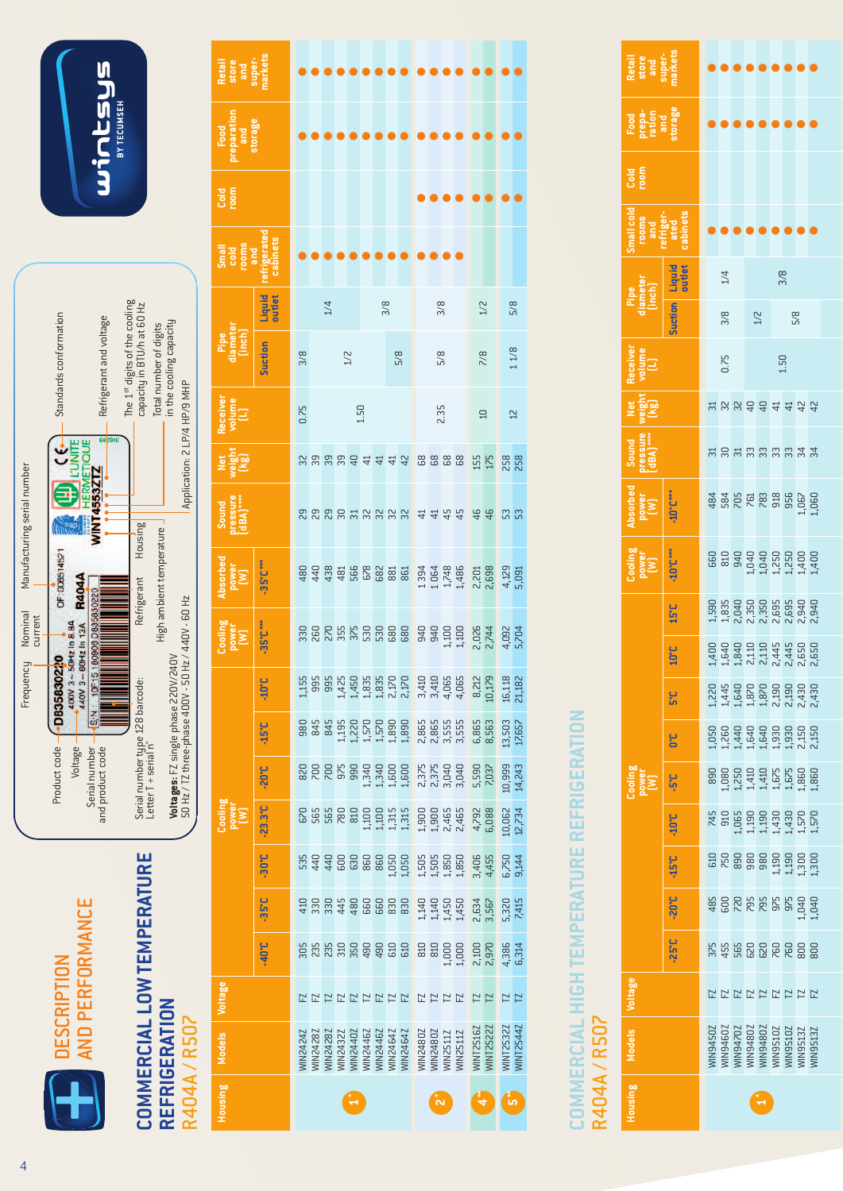# DESCRIPTION AND PERFORMANCE

## COMMERCIAL LOW TEMPERATURE REFRIGERATION R404A / R507

Product code · Voltage · Serial number and product code · Frequency · Nominal current · Manufacturing serial number · Standards conformation · Refrigerant and voltage · Refrigerant · Housing · High ambient temperature · The 1st digits of the cooling capacity in BTU/h at 60 Hz · Total number of digits in the cooling capacity · Application: 2 LP/4 HP/9 MHP

Serial number type 128 barcode: Letter T + serial n°

**Voltages:** FZ single phase 220V/240V 50 Hz / TZ three-phase 400V - 50 Hz / 440V - 60 Hz

| Housing | Models | Voltage | Cooling power (W) | | | | | | | Cooling power (W) | Absorbed power (W) | Sound pressure (dBA)**** | Net weight (kg) | Receiver volume (L) | Pipe diameter (inch) | | Small cold rooms and refrigerated cabinets | Cold room | Food preparation and storage | Retail store and super-markets |
|---|---|---|---|---|---|---|---|---|---|---|---|---|---|---|---|---|---|---|---|---|
| | | | -40°C | -35°C | -30°C | -23.3°C | -20°C | -15°C | -10°C | -35°C*** | -35°C*** | | | | Suction | Liquid outlet | | | | |
| 1* | WIN2424Z | FZ | 305 | 410 | 535 | 670 | 820 | 980 | 1,155 | 330 | 480 | 29 | 32 | 0.75 | 3/8 | 1/4 | ● | | ● | ● |
| 1* | WIN2428Z | FZ | 235 | 330 | 440 | 565 | 700 | 845 | 995 | 260 | 440 | 29 | 39 | 1.50 | 1/2 | 1/4 | ● | | ● | ● |
| 1* | WIN2428Z | TZ | 235 | 330 | 440 | 565 | 700 | 845 | 995 | 270 | 438 | 29 | 39 | 1.50 | 1/2 | 1/4 | ● | | ● | ● |
| 1* | WIN2432Z | FZ | 310 | 445 | 600 | 780 | 975 | 1,195 | 1,425 | 355 | 481 | 30 | 39 | 1.50 | 1/2 | 1/4 | ● | | ● | ● |
| 1* | WIN2440Z | FZ | 350 | 480 | 630 | 810 | 990 | 1,220 | 1,450 | 375 | 566 | 31 | 40 | 1.50 | 1/2 | 1/4 | ● | | ● | ● |
| 1* | WIN2446Z | TZ | 490 | 660 | 860 | 1,100 | 1,340 | 1,570 | 1,835 | 530 | 678 | 32 | 41 | 1.50 | 1/2 | 3/8 | ● | | ● | ● |
| 1* | WIN2446Z | FZ | 490 | 660 | 860 | 1,100 | 1,340 | 1,570 | 1,835 | 530 | 682 | 32 | 41 | 1.50 | 1/2 | 3/8 | ● | | ● | ● |
| 1* | WIN2464Z | TZ | 610 | 830 | 1,050 | 1,315 | 1,600 | 1,890 | 2,170 | 680 | 881 | 32 | 41 | 1.50 | 5/8 | 3/8 | ● | | ● | ● |
| 1* | WIN2464Z | FZ | 610 | 830 | 1,050 | 1,315 | 1,600 | 1,890 | 2,170 | 680 | 861 | 32 | 42 | 1.50 | 5/8 | 3/8 | ● | | ● | ● |
| 2* | WIN2480Z | FZ | 810 | 1,140 | 1,505 | 1,900 | 2,375 | 2,865 | 3,410 | 940 | 1,394 | 41 | 68 | 2.35 | 5/8 | 3/8 | ● | ● | ● | ● |
| 2* | WIN2480Z | TZ | 810 | 1,140 | 1,505 | 1,900 | 2,375 | 2,865 | 3,410 | 940 | 1,064 | 41 | 68 | 2.35 | 5/8 | 3/8 | ● | ● | ● | ● |
| 2* | WIN2511Z | TZ | 1,000 | 1,450 | 1,850 | 2,465 | 3,040 | 3,555 | 4,065 | 1,100 | 1,748 | 45 | 68 | 2.35 | 5/8 | 3/8 | ● | ● | ● | ● |
| 2* | WIN2511Z | FZ | 1,000 | 1,450 | 1,850 | 2,465 | 3,040 | 3,555 | 4,065 | 1,100 | 1,486 | 45 | 68 | 2.35 | 5/8 | 3/8 | ● | ● | ● | ● |
| 4** | WINT2516Z | TZ | 2,100 | 2,634 | 3,406 | 4,792 | 5,590 | 6,865 | 8,212 | 2,026 | 2,201 | 46 | 155 | 10 | 7/8 | 1/2 | | ● | ● | ● |
| 4** | WINT2522Z | TZ | 2,970 | 3,567 | 4,455 | 6,088 | 7,037 | 8,563 | 10,179 | 2,744 | 2,698 | 46 | 175 | 10 | 7/8 | 1/2 | | ● | ● | ● |
| 5** | WINT2532Z | TZ | 4,386 | 5,320 | 6,750 | 10,062 | 10,999 | 13,503 | 16,118 | 4,092 | 4,129 | 53 | 258 | 12 | 1 1/8 | 5/8 | | ● | ● | ● |
| 5** | WINT2544Z | TZ | 6,314 | 7,415 | 9,144 | 12,734 | 14,243 | 17,657 | 21,182 | 5,704 | 5,091 | 53 | 258 | 12 | 1 1/8 | 5/8 | | ● | ● | ● |

## COMMERCIAL HIGH TEMPERATURE REFRIGERATION R404A / R507

| Housing | Models | Voltage | Cooling power (W) | | | | | | | | Cooling power (W) | Absorbed power (W) | Sound pressure (dBA)**** | Net weight (kg) | Receiver volume (L) | Pipe diameter (inch) | | Small cold rooms and refriger-ated cabinets | Cold room | Food prepa-ration and storage | Retail store and super-markets |
|---|---|---|---|---|---|---|---|---|---|---|---|---|---|---|---|---|---|---|---|---|---|
| | | | -25°C | -20°C | -15°C | -10°C | -5°C | 0°C | 5°C | 10°C | 15°C | -10°C*** | -10°C*** | | | | Suction | Liquid outlet | | | | |
| 1* | WIN9450Z | FZ | 375 | 485 | 610 | 745 | 890 | 1,050 | 1,220 | 1,400 | 1,590 | 660 | 484 | 31 | 31 | 0.75 | 3/8 | 1/4 | ● | | ● | ● |
| 1* | WIN9460Z | FZ | 455 | 600 | 750 | 910 | 1,080 | 1,260 | 1,445 | 1,640 | 1,835 | 810 | 584 | 30 | 32 | 0.75 | 3/8 | 1/4 | ● | | ● | ● |
| 1* | WIN9470Z | FZ | 565 | 720 | 890 | 1,065 | 1,250 | 1,440 | 1,640 | 1,840 | 2,040 | 940 | 705 | 31 | 32 | 0.75 | 3/8 | 1/4 | ● | | ● | ● |
| 1* | WIN9480Z | FZ | 620 | 795 | 980 | 1,190 | 1,410 | 1,640 | 1,870 | 2,110 | 2,350 | 1,040 | 761 | 33 | 40 | 1.50 | 1/2 | 3/8 | ● | | ● | ● |
| 1* | WIN9480Z | TZ | 620 | 795 | 980 | 1,190 | 1,410 | 1,640 | 1,870 | 2,110 | 2,350 | 1,040 | 783 | 33 | 40 | 1.50 | 1/2 | 3/8 | ● | | ● | ● |
| 1* | WIN9510Z | FZ | 760 | 975 | 1,190 | 1,430 | 1,675 | 1,930 | 2,190 | 2,445 | 2,695 | 1,250 | 918 | 33 | 41 | 1.50 | 5/8 | 3/8 | ● | | ● | ● |
| 1* | WIN9510Z | TZ | 760 | 975 | 1,190 | 1,430 | 1,675 | 1,930 | 2,190 | 2,445 | 2,695 | 1,250 | 956 | 33 | 41 | 1.50 | 5/8 | 3/8 | ● | | ● | ● |
| 1* | WIN9513Z | TZ | 800 | 1,040 | 1,300 | 1,570 | 1,860 | 2,150 | 2,430 | 2,650 | 2,940 | 1,400 | 1,067 | 34 | 42 | 1.50 | 5/8 | 3/8 | ● | | ● | ● |
| 1* | WIN9513Z | FZ | 800 | 1,040 | 1,300 | 1,570 | 1,860 | 2,150 | 2,430 | 2,650 | 2,940 | 1,400 | 1,060 | 34 | 42 | 1.50 | 5/8 | 3/8 | ● | | ● | ● |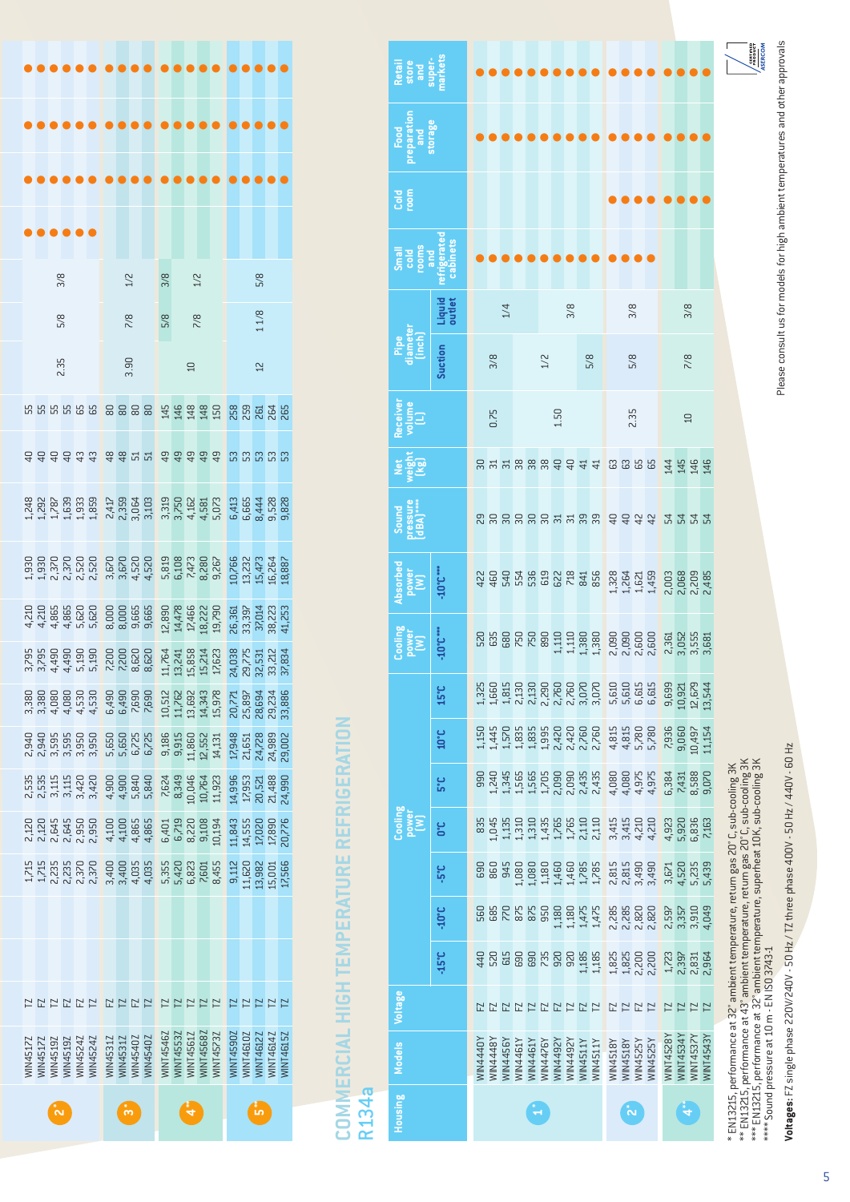| | | | | | | | | | | | | | | | | | | | | | | |
|---|---|---|---|---|---|---|---|---|---|---|---|---|---|---|---|---|---|---|---|---|---|---|
| 2* | WIN4512Z | FZ | | | 1,715 | 2,120 | 2,535 | 2,940 | 3,380 | 3,795 | 4,210 | 1,930 | 1,248 | 40 | 55 | 2.35 | 5/8 | 3/8 | ● | ● | ● | ● |
| | WIN4512Z | TZ | | | 1,715 | 2,120 | 2,535 | 2,940 | 3,380 | 3,795 | 4,210 | 1,930 | 1,292 | 40 | 55 | | | | ● | ● | ● | ● |
| | WIN4519Z | FZ | | | 2,235 | 2,645 | 3,115 | 3,595 | 4,080 | 4,490 | 4,865 | 2,370 | 1,787 | 40 | 55 | | | | ● | ● | ● | ● |
| | WIN4519Z | TZ | | | 2,235 | 2,645 | 3,115 | 3,595 | 4,080 | 4,490 | 4,865 | 2,370 | 1,639 | 40 | 55 | | | | ● | ● | ● | ● |
| | WIN4524Z | FZ | | | 2,370 | 2,950 | 3,420 | 3,950 | 4,530 | 5,190 | 5,620 | 2,520 | 1,933 | 43 | 65 | | | | ● | ● | ● | ● |
| | WIN4524Z | TZ | | | 2,370 | 2,950 | 3,420 | 3,950 | 4,530 | 5,190 | 5,620 | 2,520 | 1,859 | 43 | 65 | | | | ● | ● | ● | ● |
| 3* | WIN4531Z | FZ | | | 3,400 | 4,100 | 4,900 | 5,650 | 6,490 | 7,200 | 8,000 | 3,670 | 2,417 | 48 | 80 | 3.90 | 7/8 | 1/2 | | ● | ● | ● |
| | WIN4531Z | TZ | | | 3,400 | 4,100 | 4,900 | 5,650 | 6,490 | 7,200 | 8,000 | 3,670 | 2,359 | 48 | 80 | | | | | ● | ● | ● |
| | WIN4540Z | FZ | | | 4,035 | 4,865 | 5,840 | 6,725 | 7,690 | 8,620 | 9,665 | 4,520 | 3,064 | 51 | 80 | | | | | ● | ● | ● |
| | WIN4540Z | TZ | | | 4,035 | 4,865 | 5,840 | 6,725 | 7,690 | 8,620 | 9,665 | 4,520 | 3,103 | 51 | 80 | | | | | ● | ● | ● |
| 4* | WINT4546Z | TZ | | | 5,355 | 6,401 | 7,624 | 9,186 | 10,512 | 11,764 | 12,890 | 5,819 | 3,319 | 49 | 145 | 10 | 5/8 | 3/8 | | ● | ● | ● |
| | WINT4553Z | TZ | | | 5,420 | 6,719 | 8,349 | 9,915 | 11,762 | 13,241 | 14,478 | 6,108 | 3,750 | 49 | 146 | | 7/8 | 1/2 | | ● | ● | ● |
| | WINT4561Z | TZ | | | 6,823 | 8,220 | 10,046 | 11,860 | 13,692 | 15,858 | 17,466 | 7,473 | 4,162 | 49 | 148 | | | | | ● | ● | ● |
| | WINT4568Z | TZ | | | 7,601 | 9,108 | 10,764 | 12,552 | 14,343 | 15,214 | 18,222 | 8,280 | 4,581 | 49 | 148 | | | | | ● | ● | ● |
| | WINT4573Z | TZ | | | 8,455 | 10,194 | 11,923 | 14,131 | 15,978 | 17,623 | 19,790 | 9,267 | 5,073 | 49 | 150 | | | | | ● | ● | ● |
| 5* | WINT4590Z | TZ | | | 9,112 | 11,843 | 14,996 | 17948 | 20,771 | 24,038 | 26,361 | 10,766 | 6,413 | 53 | 258 | 12 | 1 1/8 | 5/8 | | ● | ● | ● |
| | WINT4610Z | TZ | | | 11,620 | 14,555 | 17,953 | 21,651 | 25,897 | 29,775 | 33,397 | 13,232 | 6,665 | 53 | 259 | | | | | ● | ● | ● |
| | WINT4612Z | TZ | | | 13,982 | 17,020 | 20,521 | 24,728 | 28,694 | 32,531 | 37,014 | 15,473 | 8,444 | 53 | 261 | | | | | ● | ● | ● |
| | WINT4614Z | TZ | | | 15,001 | 17,890 | 21,488 | 24,989 | 29,234 | 33,212 | 38,223 | 16,264 | 9,528 | 53 | 264 | | | | | ● | ● | ● |
| | WINT4615Z | TZ | | | 17,566 | 20,776 | 24,990 | 29,002 | 33,886 | 37,834 | 41,253 | 18,887 | 9,828 | 53 | 265 | | | | | ● | ● | ● |

# COMMERCIAL HIGH TEMPERATURE REFRIGERATION R134a

| Housing | Models | Voltage | Cooling power (W) | | | | | | | Cooling power (W) | Absorbed power (W) | Sound pressure (dBA)**** | Net weight (kg) | Receiver volume (L) | Pipe diameter (inch) | | Small cold rooms and refrigerated cabinets | Cold room | Food preparation and storage | Retail store and super-markets |
|---|---|---|---|---|---|---|---|---|---|---|---|---|---|---|---|---|---|---|---|---|
| | | | -15°C | -10°C | -5°C | 0°C | 5°C | 10°C | 15°C | -10°C*** | -10°C*** | | | | Suction | Liquid outlet | | | | |
| 1* | WIN4440Y | FZ | 440 | 560 | 690 | 835 | 990 | 1,150 | 1,325 | 520 | 422 | 29 | 30 | 0.75 | 3/8 | 1/4 | ● | | ● | ● |
| | WIN4448Y | FZ | 520 | 685 | 860 | 1,045 | 1,240 | 1,445 | 1,660 | 635 | 460 | 30 | 31 | | | | ● | | ● | ● |
| | WIN4456Y | FZ | 615 | 770 | 945 | 1,135 | 1,345 | 1,570 | 1,815 | 680 | 540 | 30 | 31 | | | | ● | | ● | ● |
| | WIN4461Y | FZ | 690 | 875 | 1,080 | 1,310 | 1,565 | 1,835 | 2,130 | 750 | 554 | 30 | 38 | 1.50 | 1/2 | | ● | | ● | ● |
| | WIN4461Y | TZ | 690 | 875 | 1,080 | 1,310 | 1,565 | 1,835 | 2,130 | 750 | 536 | 30 | 38 | | | | ● | | ● | ● |
| | WIN4476Y | FZ | 735 | 950 | 1,180 | 1,435 | 1,705 | 1,995 | 2,290 | 890 | 619 | 30 | 38 | | | 3/8 | ● | | ● | ● |
| | WIN4492Y | FZ | 920 | 1,180 | 1,460 | 1,765 | 2,090 | 2,420 | 2,760 | 1,110 | 622 | 31 | 40 | | | | ● | | ● | ● |
| | WIN4492Y | TZ | 920 | 1,180 | 1,460 | 1,765 | 2,090 | 2,420 | 2,760 | 1,110 | 718 | 31 | 40 | | | | ● | | ● | ● |
| | WIN4511Y | FZ | 1,185 | 1,475 | 1,785 | 2,110 | 2,435 | 2,760 | 3,070 | 1,380 | 841 | 39 | 41 | | 5/8 | | ● | | ● | ● |
| | WIN4511Y | TZ | 1,185 | 1,475 | 1,785 | 2,110 | 2,435 | 2,760 | 3,070 | 1,380 | 856 | 39 | 41 | | | | ● | | ● | ● |
| 2* | WIN4518Y | FZ | 1,825 | 2,285 | 2,815 | 3,415 | 4,080 | 4,815 | 5,610 | 2,090 | 1,328 | 40 | 63 | 2.35 | 5/8 | 3/8 | ● | ● | ● | ● |
| | WIN4518Y | TZ | 1,825 | 2,285 | 2,815 | 3,415 | 4,080 | 4,815 | 5,610 | 2,090 | 1,264 | 40 | 63 | | | | ● | ● | ● | ● |
| | WIN4525Y | FZ | 2,200 | 2,820 | 3,490 | 4,210 | 4,975 | 5,780 | 6,615 | 2,600 | 1,621 | 42 | 65 | | | | ● | ● | ● | ● |
| | WIN4525Y | TZ | 2,200 | 2,820 | 3,490 | 4,210 | 4,975 | 5,780 | 6,615 | 2,600 | 1,459 | 42 | 65 | | | | ● | ● | ● | ● |
| 4** | WINT4528Y | TZ | 1,723 | 2,597 | 3,671 | 4,923 | 6,384 | 7,936 | 9,699 | 2,361 | 2,003 | 54 | 144 | 10 | 7/8 | 3/8 | | ● | ● | ● |
| | WINT4534Y | TZ | 2,397 | 3,357 | 4,520 | 5,920 | 7,431 | 9,060 | 10,921 | 3,052 | 2,068 | 54 | 145 | | | | | ● | ● | ● |
| | WINT4537Y | TZ | 2,831 | 3,910 | 5,235 | 6,836 | 8,588 | 10,497 | 12,679 | 3,555 | 2,209 | 54 | 146 | | | | | ● | ● | ● |
| | WINT4543Y | TZ | 2,964 | 4,049 | 5,439 | 7,163 | 9,070 | 11,154 | 13,544 | 3,681 | 2,485 | 54 | 146 | | | | | ● | ● | ● |

* EN13215, performance at 32° ambient temperature, return gas 20°C, sub-cooling 3K
** EN13215, performance at 43° ambient temperature, return gas 20°C, sub-cooling 3K
*** EN13215, performance at 32° ambient temperature, superheat 10K, sub-cooling 3K
**** Sound pressure at 10 m - EN ISO 3743-1

**Voltages:** FZ single phase 220V/240V - 50 Hz / TZ three phase 400V - 50 Hz / 440V - 60 Hz

Please consult us for models for high ambient temperatures and other approvals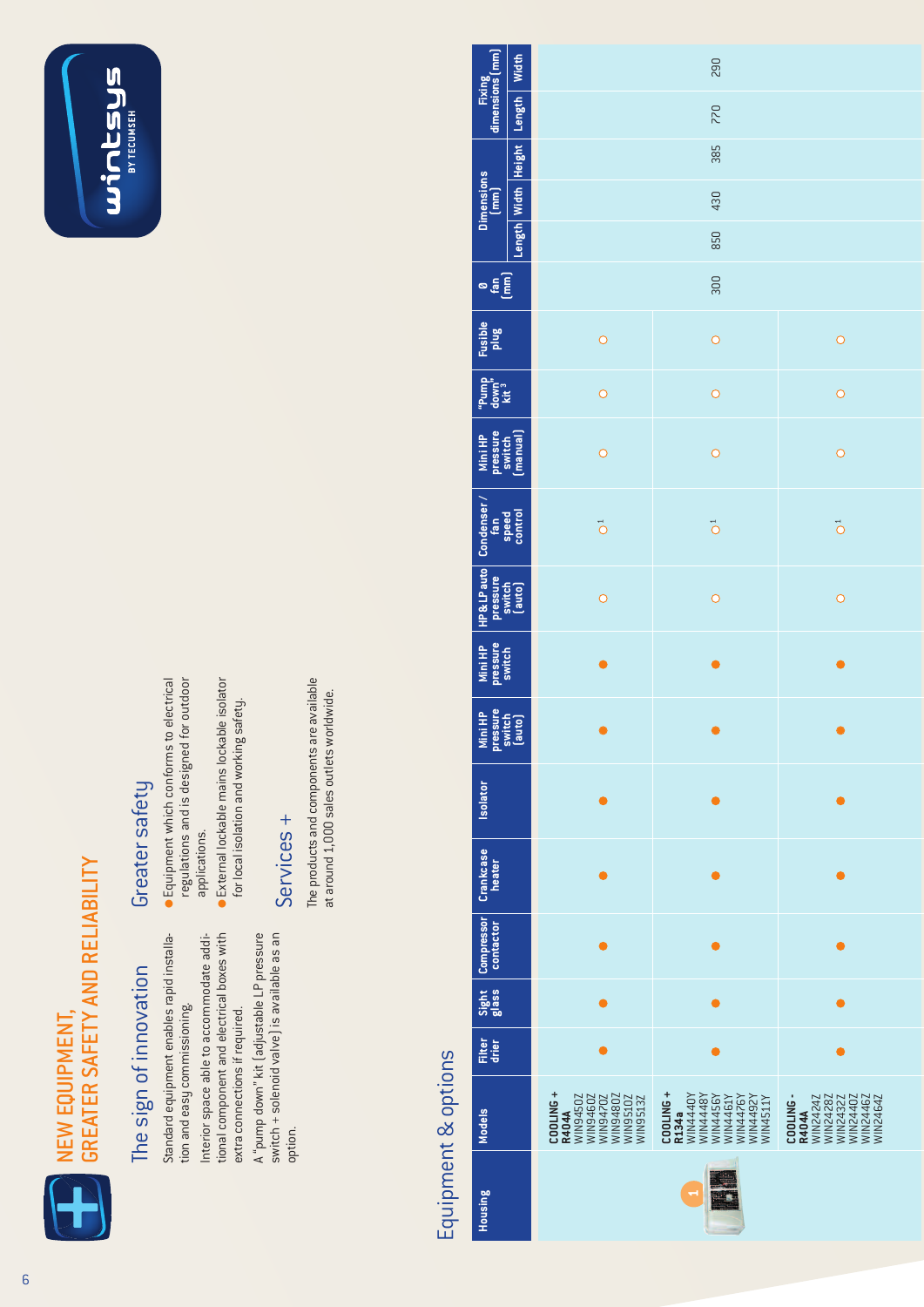# NEW EQUIPMENT, GREATER SAFETY AND RELIABILITY

## The sign of innovation

Standard equipment enables rapid installation and easy commissioning.

Interior space able to accommodate additional component and electrical boxes with extra connections if required.

A "pump down" kit (adjustable LP pressure switch + solenoid valve) is available as an option.

## Greater safety

- Equipment which conforms to electrical regulations and is designed for outdoor applications.
- External lockable mains lockable isolator for local isolation and working safety.

## Services +

The products and components are available at around 1,000 sales outlets worldwide.

## Equipment & options

| Housing | Models | Filter drier | Sight glass | Compressor contactor | Crankcase heater | Isolator | Mini HP pressure switch (auto) | Mini HP pressure switch | HP & LP auto pressure switch (auto) | Condenser / fan speed control | Mini HP pressure switch (manual) | "Pump down" kit [3] | Fusible plug | Ø fan (mm) | Dimensions (mm) | | | Fixing dimensions (mm) | |
|---|---|---|---|---|---|---|---|---|---|---|---|---|---|---|---|---|---|---|---|
| | | | | | | | | | | | | | | | Length | Width | Height | Length | Width |
| 1 | COOLING + R404A WIN9450Z WIN9460Z WIN9470Z WIN9480Z WIN9510Z WIN9513Z | ● | ● | ● | ● | ● | ● | ● | ○ | ○[1] | ○ | ○ | ○ | 300 | 850 | 430 | 385 | 770 | 290 |
| | COOLING + R134a WIN4440Y WIN4448Y WIN4456Y WIN4461Y WIN4476Y WIN4492Y WIN4511Y | ● | ● | ● | ● | ● | ● | ● | ○ | ○[1] | ○ | ○ | ○ | | | | | | |
| | COOLING - R404A WIN2424Z WIN2428Z WIN2432Z WIN2440Z WIN2446Z WIN2464Z | ● | ● | ● | ● | ● | ● | ● | ○ | ○[1] | ○ | ○ | ○ | | | | | | |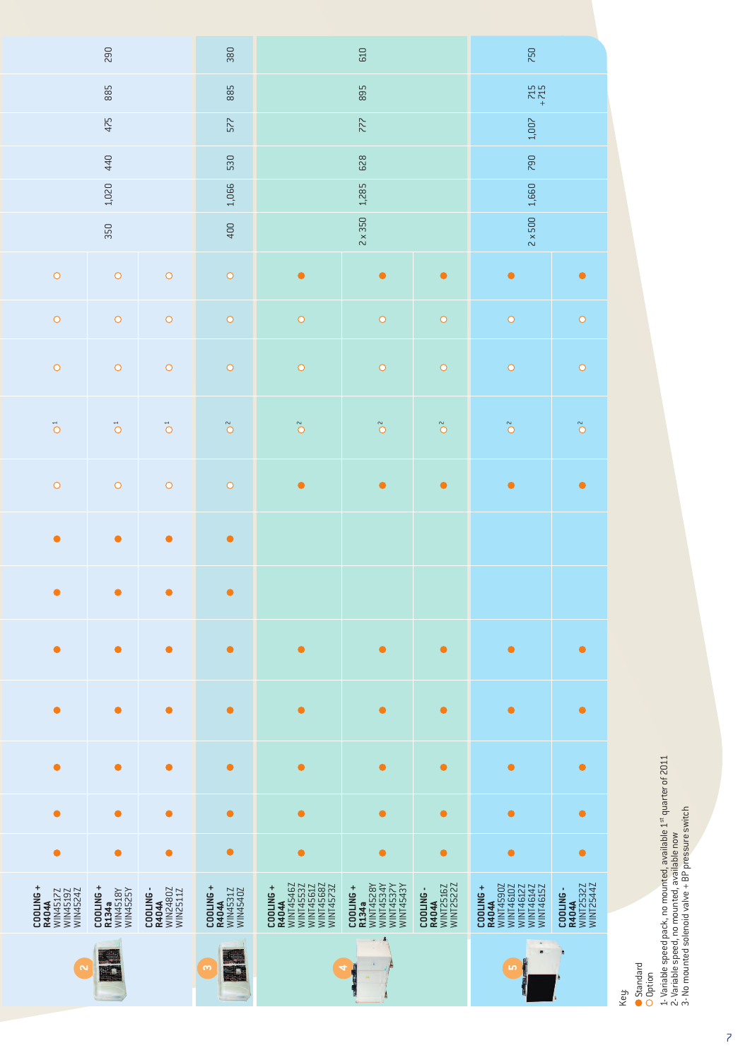| | Model | | | | | | | | | | | | | | | | | | |
|---|---|---|---|---|---|---|---|---|---|---|---|---|---|---|---|---|---|---|---|
| 2 | **COOLING + R404A** WIN4517Z WIN4519Z WIN4524Z | ● | ● | ● | ● | ● | ● | ● | ○ | ○[1] | ○ | ○ | ○ | 350 | 1,020 | 440 | 475 | 885 | 290 |
| | **COOLING + R134a** WIN4518Y WIN4525Y | ● | ● | ● | ● | ● | ● | ● | ○ | ○[1] | ○ | ○ | ○ | | | | | | |
| | **COOLING - R404A** WIN2480Z WIN2511Z | ● | ● | ● | ● | ● | ● | ● | ○ | ○[1] | ○ | ○ | ○ | | | | | | |
| 3 | **COOLING + R404A** WIN4531Z WIN4540Z | ● | ● | ● | ● | ● | ● | ● | ○ | ○[2] | ○ | ○ | ○ | 400 | 1,066 | 530 | 577 | 885 | 380 |
| 4 | **COOLING + R404A** WINT4546Z WINT4553Z WINT4561Z WINT4568Z WINT4573Z | ● | ● | ● | ● | ● | | | ● | ○[2] | ○ | ○ | ● | 2 x 350 | 1,285 | 628 | 777 | 895 | 610 |
| | **COOLING + R134a** WINT4528Y WINT4534Y WINT4537Y WINT4543Y | ● | ● | ● | ● | ● | | | ● | ○[2] | ○ | ○ | ● | | | | | | |
| | **COOLING - R404A** WINT2516Z WINT2522Z | ● | ● | ● | ● | ● | | | ● | ○[2] | ○ | ○ | ● | | | | | | |
| 5 | **COOLING + R404A** WINT4590Z WINT4610Z WINT4612Z WINT4614Z WINT4615Z | ● | ● | ● | ● | ● | | | ● | ○[2] | ○ | ○ | ● | 2 x 500 | 1,660 | 790 | 1,007 | 715 +715 | 750 |
| | **COOLING - R404A** WINT2532Z WINT2544Z | ● | ● | ● | ● | ● | | | ● | ○[2] | ○ | ○ | ● | | | | | | |

Key:
● Standard
○ Option

1- Variable speed pack, no mounted, available 1st quarter of 2011
2- Variable speed, no mounted, available now
3- No mounted solenoid valve + BP pressure switch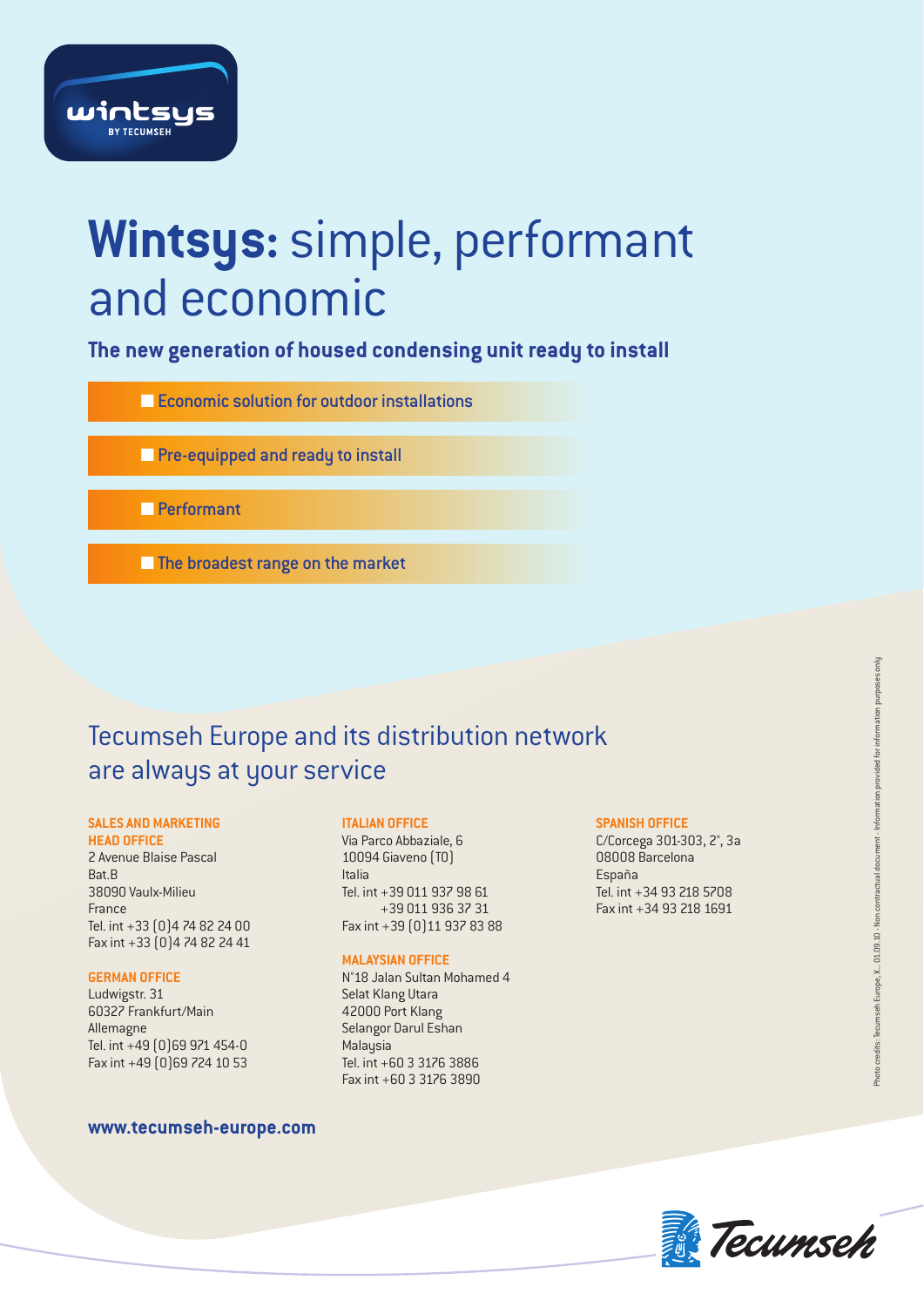wintsys
BY TECUMSEH

# **Wintsys:** simple, performant and economic

**The new generation of housed condensing unit ready to install**

- Economic solution for outdoor installations
- Pre-equipped and ready to install
- Performant
- The broadest range on the market

## Tecumseh Europe and its distribution network are always at your service

**SALES AND MARKETING HEAD OFFICE**
2 Avenue Blaise Pascal
Bat.B
38090 Vaulx-Milieu
France
Tel. int +33 (0)4 74 82 24 00
Fax int +33 (0)4 74 82 24 41

**GERMAN OFFICE**
Ludwigstr. 31
60327 Frankfurt/Main
Allemagne
Tel. int +49 (0)69 971 454-0
Fax int +49 (0)69 724 10 53

**ITALIAN OFFICE**
Via Parco Abbaziale, 6
10094 Giaveno (TO)
Italia
Tel. int +39 011 937 98 61
+39 011 936 37 31
Fax int +39 (0)11 937 83 88

**MALAYSIAN OFFICE**
N°18 Jalan Sultan Mohamed 4
Selat Klang Utara
42000 Port Klang
Selangor Darul Eshan
Malaysia
Tel. int +60 3 3176 3886
Fax int +60 3 3176 3890

**SPANISH OFFICE**
C/Corcega 301-303, 2°, 3a
08008 Barcelona
España
Tel. int +34 93 218 5708
Fax int +34 93 218 1691

**www.tecumseh-europe.com**

Photo credits: Tecumseh Europe, X... 01.09.10 - Non contractual document - Information provided for information purposes only

Tecumseh